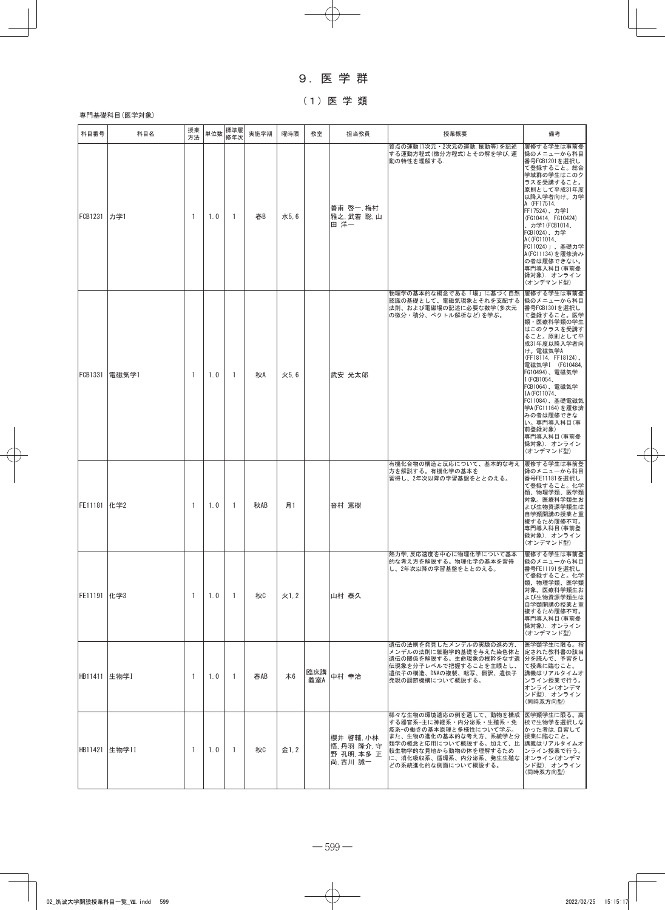# 9. 医学群

## (1) 医学類

専門基礎科目(医学対象)

| 科目番号 | 科目名 | 授業方法 | 単位数 | 標準履修年次 | 実施学期 | 曜時限 | 教室 | 担当教員 | 授業概要 | 備考 |
|---|---|---|---|---|---|---|---|---|---|---|
| FCB1231 | 力学1 | 1 | 1.0 | 1 | 春B | 水5,6 | | 善甫 啓一,梅村 雅之,武若 聡,山田 洋一 | 質点の運動(1次元・2次元の運動,振動等)を記述する運動方程式(微分方程式)とその解を学び,運動の特性を理解する. | 履修する学生は事前登録のメニューから科目番号FCB1201を選択して登録すること。総合学域群の学生はこのクラスを受講すること。原則として平成31年度以降入学者向け。力学A (FF17514, FF17524)、力学I (FG10414, FG10424)、力学1(FCB1014, FCB1024)、力学A((FC11014, FC11024)」、基礎力学A(FC11134)を履修済みの者は履修できない。専門導入科目(事前登録対象). オンライン(オンデマンド型) |
| FCB1331 | 電磁気学1 | 1 | 1.0 | 1 | 秋A | 火5,6 | | 武安 光太郎 | 物理学の基本的な概念である「場」に基づく自然認識の基礎として、電磁気現象とそれを支配する法則、および電磁場の記述に必要な数学(多次元の微分・積分、ベクトル解析など)を学ぶ。 | 履修する学生は事前登録のメニューから科目番号FCB1301を選択して登録すること。医学類・医療科学類の学生はこのクラスを受講すること。原則として平成31年度以降入学者向け。電磁気学A (FF18114, FF18124)、電磁気学I (FG10484, FG10494)、電磁気学1(FCB1054、FCB1064)、電磁気学IA(FC11074、FC11084)、基礎電磁気学A(FC11164)を履修済みの者は履修できない。専門導入科目(事前登録対象) 専門導入科目(事前登録対象). オンライン(オンデマンド型) |
| FE11181 | 化学2 | 1 | 1.0 | 1 | 秋AB | 月1 | | 沓村 憲樹 | 有機化合物の構造と反応について、基本的な考え方を解説する。有機化学の基本を習得し、2年次以降の学習基盤をととのえる。 | 履修する学生は事前登録のメニューから科目番号FE11181を選択して登録すること。化学類、物理学類、医学類対象。医療科学類生および生物資源学類生は自学類開講の授業と重複するため履修不可。専門導入科目(事前登録対象). オンライン(オンデマンド型) |
| FE11191 | 化学3 | 1 | 1.0 | 1 | 秋C | 火1,2 | | 山村 泰久 | 熱力学,反応速度を中心に物理化学について基本的な考え方を解説する。物理化学の基本を習得し、2年次以降の学習基盤をととのえる。 | 履修する学生は事前登録のメニューから科目番号FE11191を選択して登録すること。化学類、物理学類、医学類対象。医療科学類生および生物資源学類生は自学類開講の授業と重複するため履修不可。専門導入科目(事前登録対象). オンライン(オンデマンド型) |
| HB11411 | 生物学I | 1 | 1.0 | 1 | 春AB | 木6 | 臨床講義室A | 中村 幸治 | 遺伝の法則を発見したメンデルの実験の進め方、メンデルの法則に細胞学的基礎を与えた染色体と遺伝の関係を解説する。生命現象の根幹をなす遺伝現象を分子レベルで把握することを主眼とし、遺伝子の構造、DNAの複製、転写、翻訳、遺伝子発現の調節機構について概説する。 | 医学類学生に限る。指定された教科書の該当分を読んで、予習をして授業に臨むこと。講義はリアルタイムオンライン授業で行う。オンライン(オンデマンド型). オンライン(同時双方向型) |
| HB11421 | 生物学II | 1 | 1.0 | 1 | 秋C | 金1,2 | | 櫻井 啓輔,小林 悟,丹羽 隆介,守野 孔明,本多 正尚,古川 誠一 | 様々な生物の環境適応の例を通して、動物を構成する器官系-主に神経系・内分泌系・生殖系・免疫系-の働きの基本原理と多様性について学ぶ。また、生物の進化の基本的な考え方、系統学と分類学の概念と応用について概説する。加えて、比較生物学的な見地から動物の体を理解するために、消化吸収系、循環系、内分泌系、発生生殖などの系統進化的な側面について概説する。 | 医学類学生に限る。高校で生物学を選択しなかった者は,自習して授業に臨むこと。講義はリアルタイムオンライン授業で行う。オンライン(オンデマンド型). オンライン(同時双方向型) |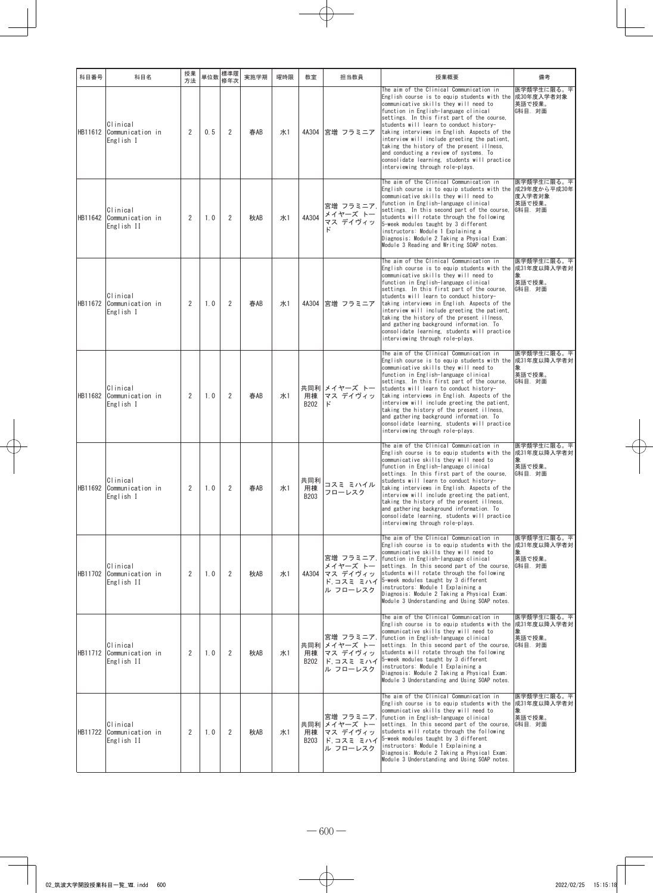| 科目番号 | 科目名 | 授業方法 | 単位数 | 標準履修年次 | 実施学期 | 曜時限 | 教室 | 担当教員 | 授業概要 | 備考 |
|---|---|---|---|---|---|---|---|---|---|---|
| HB11612 | Clinical Communication in English I | 2 | 0.5 | 2 | 春AB | 水1 | 4A304 | 宮増 フラミニア | The aim of the Clinical Communication in English course is to equip students with the communicative skills they will need to function in English-language clinical settings. In this first part of the course, students will learn to conduct history-taking interviews in English. Aspects of the interview will include greeting the patient, taking the history of the present illness, and conducting a review of systems. To consolidate learning, students will practice interviewing through role-plays. | 医学類学生に限る。平成30年度入学者対象<br>英語で授業。<br>G科目. 対面 |
| HB11642 | Clinical Communication in English II | 2 | 1.0 | 2 | 秋AB | 水1 | 4A304 | 宮増 フラミニア,メイヤーズ トーマス デイヴィッド | The aim of the Clinical Communication in English course is to equip students with the communicative skills they will need to function in English-language clinical settings. In this second part of the course, students will rotate through the following 5-week modules taught by 3 different instructors: Module 1 Explaining a Diagnosis; Module 2 Taking a Physical Exam; Module 3 Reading and Writing SOAP notes. | 医学類学生に限る。平成29年度から平成30年度入学者対象<br>英語で授業。<br>G科目. 対面 |
| HB11672 | Clinical Communication in English I | 2 | 1.0 | 2 | 春AB | 水1 | 4A304 | 宮増 フラミニア | The aim of the Clinical Communication in English course is to equip students with the communicative skills they will need to function in English-language clinical settings. In this first part of the course, students will learn to conduct history-taking interviews in English. Aspects of the interview will include greeting the patient, taking the history of the present illness, and gathering background information. To consolidate learning, students will practice interviewing through role-plays. | 医学類学生に限る。平成31年度以降入学者対象<br>英語で授業。<br>G科目. 対面 |
| HB11682 | Clinical Communication in English I | 2 | 1.0 | 2 | 春AB | 水1 | 共同利用棟B202 | メイヤーズ トーマス デイヴィッド | The aim of the Clinical Communication in English course is to equip students with the communicative skills they will need to function in English-language clinical settings. In this first part of the course, students will learn to conduct history-taking interviews in English. Aspects of the interview will include greeting the patient, taking the history of the present illness, and gathering background information. To consolidate learning, students will practice interviewing through role-plays. | 医学類学生に限る。平成31年度以降入学者対象<br>英語で授業。<br>G科目. 対面 |
| HB11692 | Clinical Communication in English I | 2 | 1.0 | 2 | 春AB | 水1 | 共同利用棟B203 | コスミ ミハイル フローレスク | The aim of the Clinical Communication in English course is to equip students with the communicative skills they will need to function in English-language clinical settings. In this first part of the course, students will learn to conduct history-taking interviews in English. Aspects of the interview will include greeting the patient, taking the history of the present illness, and gathering background information. To consolidate learning, students will practice interviewing through role-plays. | 医学類学生に限る。平成31年度以降入学者対象<br>英語で授業。<br>G科目. 対面 |
| HB11702 | Clinical Communication in English II | 2 | 1.0 | 2 | 秋AB | 水1 | 4A304 | 宮増 フラミニア,メイヤーズ トーマス デイヴィッド,コスミ ミハイル フローレスク | The aim of the Clinical Communication in English course is to equip students with the communicative skills they will need to function in English-language clinical settings. In this second part of the course, students will rotate through the following 5-week modules taught by 3 different instructors: Module 1 Explaining a Diagnosis; Module 2 Taking a Physical Exam; Module 3 Understanding and Using SOAP notes. | 医学類学生に限る。平成31年度以降入学者対象<br>英語で授業。<br>G科目. 対面 |
| HB11712 | Clinical Communication in English II | 2 | 1.0 | 2 | 秋AB | 水1 | 共同利用棟B202 | 宮増 フラミニア,メイヤーズ トーマス デイヴィッド,コスミ ミハイル フローレスク | The aim of the Clinical Communication in English course is to equip students with the communicative skills they will need to function in English-language clinical settings. In this second part of the course, students will rotate through the following 5-week modules taught by 3 different instructors: Module 1 Explaining a Diagnosis; Module 2 Taking a Physical Exam; Module 3 Understanding and Using SOAP notes. | 医学類学生に限る。平成31年度以降入学者対象<br>英語で授業。<br>G科目. 対面 |
| HB11722 | Clinical Communication in English II | 2 | 1.0 | 2 | 秋AB | 水1 | 共同利用棟B203 | 宮増 フラミニア,メイヤーズ トーマス デイヴィッド,コスミ ミハイル フローレスク | The aim of the Clinical Communication in English course is to equip students with the communicative skills they will need to function in English-language clinical settings. In this second part of the course, students will rotate through the following 5-week modules taught by 3 different instructors: Module 1 Explaining a Diagnosis; Module 2 Taking a Physical Exam; Module 3 Understanding and Using SOAP notes. | 医学類学生に限る。平成31年度以降入学者対象<br>英語で授業。<br>G科目. 対面 |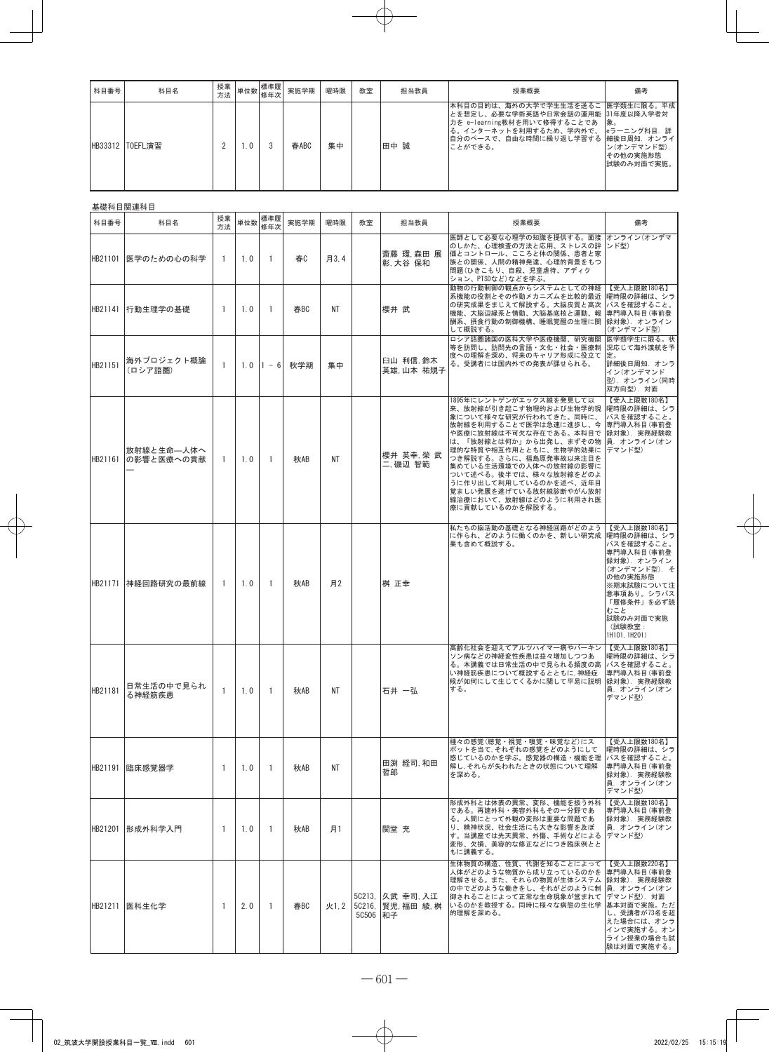| 科目番号 | 科目名 | 授業方法 | 単位数 | 標準履修年次 | 実施学期 | 曜時限 | 教室 | 担当教員 | 授業概要 | 備考 |
|---|---|---|---|---|---|---|---|---|---|---|
| HB33312 | TOEFL演習 | 2 | 1.0 | 3 | 春ABC | 集中 | | 田中 誠 | 本科目の目的は、海外の大学で学生生活を送ることを想定し、必要な学術英語や日常会話の運用能力をe-learning教材を用いて修得することである。インターネットを利用するため、学内外で、自分のペースで、自由な時間に繰り返し学習することができる。 | 医学類生に限る。平成31年度以降入学者対象。<br>eラーニング科目. 詳細後日周知. オンライン(オンデマンド型). その他の実施形態<br>試験のみ対面で実施。 |

基礎科目関連科目

| 科目番号 | 科目名 | 授業方法 | 単位数 | 標準履修年次 | 実施学期 | 曜時限 | 教室 | 担当教員 | 授業概要 | 備考 |
|---|---|---|---|---|---|---|---|---|---|---|
| HB21101 | 医学のための心の科学 | 1 | 1.0 | 1 | 春C | 月3,4 | | 斎藤 環,森田 展彰,大谷 保和 | 医師として必要な心理学の知識を提供する。面接のしかた、心理検査の方法と応用、ストレスの評価とコントロール、こころと体の関係、患者と家族との関係、人間の精神発達、心理的背景をもつ問題(ひきこもり、自殺、児童虐待、アディクション、PTSDなど)などを学ぶ。 | オンライン(オンデマンド型) |
| HB21141 | 行動生理学の基礎 | 1 | 1.0 | 1 | 春BC | NT | | 櫻井 武 | 動物の行動制御の観点からシステムとしての神経系機能の役割とその作動メカニズムを比較的最近の研究成果をまじえて解説する。大脳皮質と高次機能、大脳辺縁系と情動、大脳基底核と運動、報酬系、摂食行動の制御機構、睡眠覚醒の生理に関して概説する。 | 【受入上限数180名】<br>曜時限の詳細は、シラバスを確認すること。<br>専門導入科目(事前登録対象). オンライン(オンデマンド型) |
| HB21151 | 海外プロジェクト概論(ロシア語圏) | 1 | 1.0 | 1 - 6 | 秋学期 | 集中 | | 臼山 利信,鈴木 英雄,山本 祐規子 | ロシア語圏諸国の医科大学や医療機関、研究機関等を訪問し、訪問先の言語・文化・社会・医療制度への理解を深め、将来のキャリア形成に役立てる。受講者には国内外での発表が課せられる。 | 医学類学生に限る。状況に応じて海外渡航を予定。<br>詳細後日周知. オンライン(オンデマンド型). オンライン(同時双方向型). 対面 |
| HB21161 | 放射線と生命—人体への影響と医療への貢献— | 1 | 1.0 | 1 | 秋AB | NT | | 櫻井 英幸,榮 武二,磯辺 智範 | 1895年にレントゲンがエックス線を発見して以来、放射線が引き起こす物理的および生物学的現象について様々な研究が行われてきた。同時に、放射線を利用することで医学は急速に進歩し、今や医療に放射線は不可欠な存在である。本科目では、「放射線とは何か」から出発し、まずその物理的な特質や相互作用とともに、生物学的効果につき解説する。さらに、福島原発事故以来注目を集めている生活環境での人体への放射線の影響について述べる。後半では、様々な放射線をどのように作り出して利用しているのかを述べ、近年目覚ましい発展を遂げている放射線診断やがん放射線治療において、放射線はどのように利用され医療に貢献しているのかを解説する。 | 【受入上限数180名】<br>曜時限の詳細は、シラバスを確認すること。<br>専門導入科目(事前登録対象). 実務経験教員. オンライン(オンデマンド型) |
| HB21171 | 神経回路研究の最前線 | 1 | 1.0 | 1 | 秋AB | 月2 | | 桝 正幸 | 私たちの脳活動の基礎となる神経回路がどのように作られ、どのように働くのかを、新しい研究成果も含めて概説する。 | 【受入上限数180名】<br>曜時限の詳細は、シラバスを確認すること。<br>専門導入科目(事前登録対象). オンライン(オンデマンド型). その他の実施形態<br>※期末試験について注意事項あり。シラバス「履修条件」を必ず読むこと<br>試験のみ対面で実施(試験教室:1H101,1H201) |
| HB21181 | 日常生活の中で見られる神経筋疾患 | 1 | 1.0 | 1 | 秋AB | NT | | 石井 一弘 | 高齢化社会を迎えてアルツハイマー病やパーキンソン病などの神経変性疾患は益々増加しつつある。本講義では日常生活の中で見られる頻度の高い神経筋疾患について概説するとともに,神経症候が如何にして生じてくるかに関して平易に説明する。 | 【受入上限数180名】<br>曜時限の詳細は、シラバスを確認すること。<br>専門導入科目(事前登録対象). 実務経験教員. オンライン(オンデマンド型) |
| HB21191 | 臨床感覚器学 | 1 | 1.0 | 1 | 秋AB | NT | | 田渕 経司,和田 哲郎 | 種々の感覚(聴覚・視覚・嗅覚・味覚など)にスポットを当て,それぞれの感覚をどのようにして感じているのかを学ぶ。感覚器の構造・機能を理解し,それらが失われたときの状態について理解を深める。 | 【受入上限数180名】<br>曜時限の詳細は、シラバスを確認すること。<br>専門導入科目(事前登録対象). 実務経験教員. オンライン(オンデマンド型) |
| HB21201 | 形成外科学入門 | 1 | 1.0 | 1 | 秋AB | 月1 | | 関堂 充 | 形成外科とは体表の異常、変形、機能を扱う外科である。再建外科・美容外科もその一分野である。人間にとって外観の変形は重要な問題であり、精神状況、社会生活にも大きな影響を及ぼす。当講座では先天異常、外傷、手術などによる変形、欠損、美容的な修正などにつき臨床例とともに講義する。 | 【受入上限数180名】<br>専門導入科目(事前登録対象). 実務経験教員. オンライン(オンデマンド型) |
| HB21211 | 医科生化学 | 1 | 2.0 | 1 | 春BC | 火1,2 | 5C213,5C216,5C506 | 久武 幸司,入江 賢児,福田 綾,桝 和子 | 生体物質の構造、性質、代謝を知ることによって人体がどのような物質から成り立っているのかを理解させる。また、それらの物質が生体システムの中でどのような働きをし、それがどのように制御されることによって正常な生命現象が営まれているのかを教授する。同時に様々な病態の生化学的理解を深める。 | 【受入上限数220名】<br>専門導入科目(事前登録対象). 実務経験教員. オンライン(オンデマンド型). 対面<br>基本対面で実施。ただし、受講者が73名を超えた場合には、オンラインで実施する。オンライン授業の場合も試験は対面で実施する。 |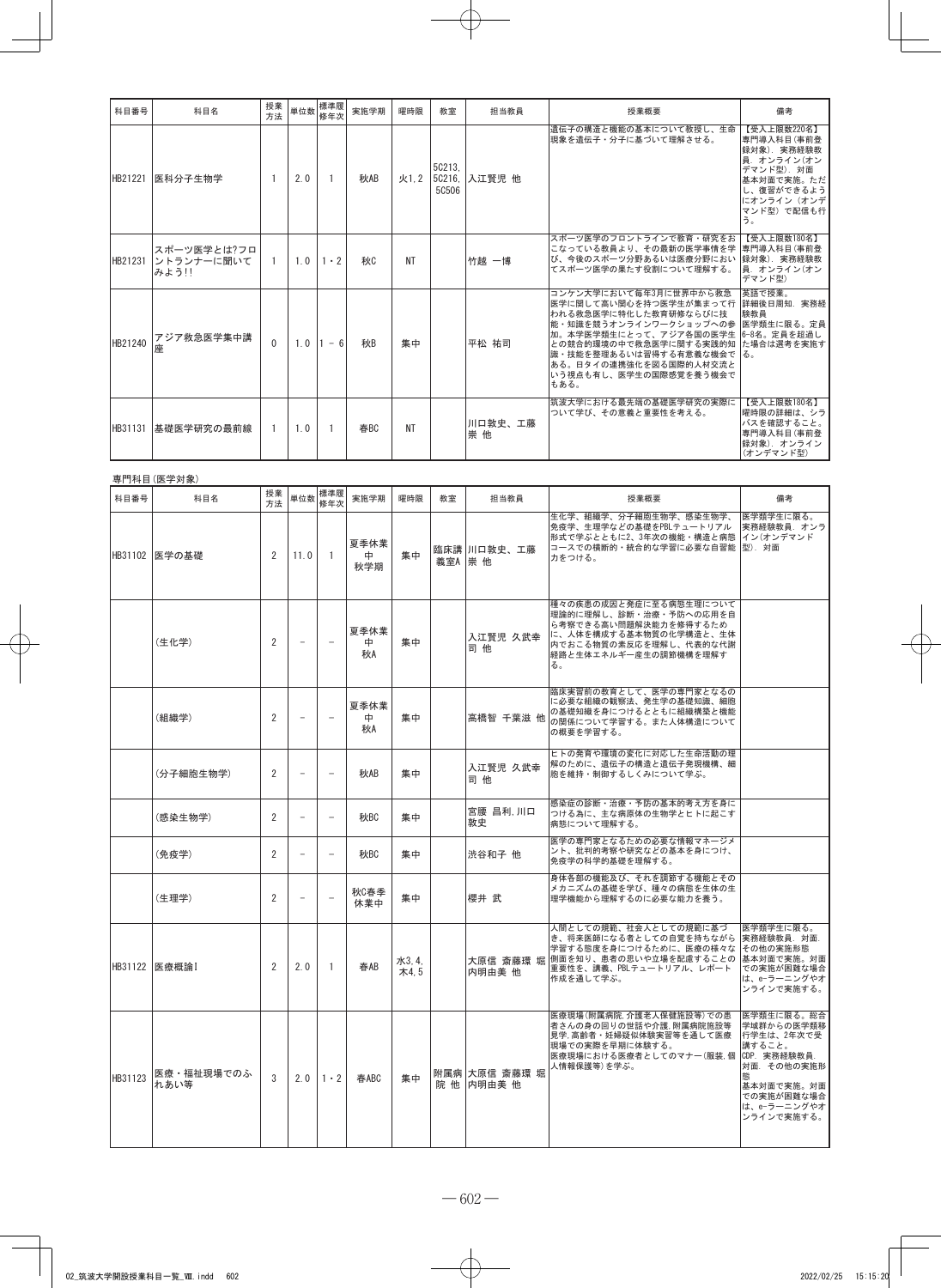| 科目番号 | 科目名 | 授業方法 | 単位数 | 標準履修年次 | 実施学期 | 曜時限 | 教室 | 担当教員 | 授業概要 | 備考 |
|---|---|---|---|---|---|---|---|---|---|---|
| HB21221 | 医科分子生物学 | 1 | 2.0 | 1 | 秋AB | 火1,2 | 5C213, 5C216, 5C506 | 入江賢児 他 | 遺伝子の構造と機能の基本について教授し、生命現象を遺伝子・分子に基づいて理解させる。 | 【受入上限数220名】専門導入科目(事前登録対象). 実務経験教員. オンライン(オンデマンド型). 対面基本対面で実施。ただし、復習ができるようにオンライン(オンデマンド型)で配信も行う。 |
| HB21231 | スポーツ医学とは?フロントランナーに聞いてみよう!! | 1 | 1.0 | 1・2 | 秋C | NT | | 竹越 一博 | スポーツ医学のフロントラインで教育・研究をおこなっている教員より、その最新の医学事情を学び、今後のスポーツ分野あるいは医療分野においてスポーツ医学の果たす役割について理解する。 | 【受入上限数180名】専門導入科目(事前登録対象). 実務経験教員. オンライン(オンデマンド型) |
| HB21240 | アジア救急医学集中講座 | 0 | 1.0 | 1 - 6 | 秋B | 集中 | | 平松 祐司 | コンケン大学において毎年3月に世界中から救急医学に関して高い関心を持つ医学生が集まって行われる救急医学に特化した教育研修ならびに技能・知識を競うオンラインワークショップへの参加。本学医学類生にとって、アジア各国の医学生との競合的環境の中で救急医学に関する実践的知識・技能を整理あるいは習得する有意義な機会である。日タイの連携強化を図る国際的人材交流という視点も有し、医学生の国際感覚を養う機会でもある。 | 英語で授業。詳細後日周知. 実務経験教員医学類生に限る。定員6-8名。定員を超過した場合は選考を実施する。 |
| HB31131 | 基礎医学研究の最前線 | 1 | 1.0 | 1 | 春BC | NT | | 川口敦史、工藤崇 他 | 筑波大学における最先端の基礎医学研究の実際について学び、その意義と重要性を考える。 | 【受入上限数180名】曜時限の詳細は、シラバスを確認すること。専門導入科目(事前登録対象). オンライン(オンデマンド型) |

専門科目(医学対象)

| 科目番号 | 科目名 | 授業方法 | 単位数 | 標準履修年次 | 実施学期 | 曜時限 | 教室 | 担当教員 | 授業概要 | 備考 |
|---|---|---|---|---|---|---|---|---|---|---|
| HB31102 | 医学の基礎 | 2 | 11.0 | 1 | 夏季休業中 秋学期 | 集中 | 臨床講義室A | 川口敦史、工藤崇 他 | 生化学、組織学、分子細胞生物学、感染生物学、免疫学、生理学などの基礎をPBLテュートリアル形式で学ぶとともに2、3年次の機能・構造と病態コースでの横断的・統合的な学習に必要な自習能力をつける。 | 医学類学生に限る。実務経験教員. オンライン(オンデマンド型). 対面 |
| | (生化学) | 2 | - | - | 夏季休業中 秋A | 集中 | | 入江賢児 久武幸司 他 | 種々の疾患の成因と発症に至る病態生理について理論的に理解し、診断・治療・予防への応用を自ら考察できる高い問題解決能力を修得するために、人体を構成する基本物質の化学構造と、生体内でおこる物質の素反応を理解し、代表的な代謝経路と生体エネルギー産生の調節機構を理解する。 | |
| | (組織学) | 2 | - | - | 夏季休業中 秋A | 集中 | | 高橋智 千葉滋 他 | 臨床実習前の教育として、医学の専門家となるのに必要な組織の観察法、発生学の基礎知識、細胞の基礎知識を身につけるとともに組織構築と機能の関係について学習する。また人体構造についての概要を学習する。 | |
| | (分子細胞生物学) | 2 | - | - | 秋AB | 集中 | | 入江賢児 久武幸司 他 | ヒトの発育や環境の変化に対応した生命活動の理解のために、遺伝子の構造と遺伝子発現機構、細胞を維持・制御するしくみについて学ぶ。 | |
| | (感染生物学) | 2 | - | - | 秋BC | 集中 | | 宮腰 昌利,川口敦史 | 感染症の診断・治療・予防の基本的考え方を身につける為に、主な病原体の生物学とヒトに起こす病態について理解する。 | |
| | (免疫学) | 2 | - | - | 秋BC | 集中 | | 渋谷和子 他 | 医学の専門家となるための必要な情報マネージメント、批判的考察や研究などの基本を身につけ、免疫学の科学的基礎を理解する。 | |
| | (生理学) | 2 | - | - | 秋C春季休業中 | 集中 | | 櫻井 武 | 身体各部の機能及び、それを調節する機能とそのメカニズムの基礎を学び、種々の病態を生体の生理学機能から理解するのに必要な能力を養う。 | |
| HB31122 | 医療概論I | 2 | 2.0 | 1 | 春AB | 水3,4, 木4,5 | | 大原信 斎藤環 堀内明由美 他 | 人間としての規範、社会人としての規範に基づき、将来医師になる者としての自覚を持ちながら学習する態度を身につけるために、医療の様々な側面を知り、患者の思いや立場を配慮することの重要性を、講義、PBLテュートリアル、レポート作成を通して学ぶ。 | 医学類学生に限る。実務経験教員. 対面. その他の実施形態基本対面で実施。対面での実施が困難な場合は、e-ラーニングやオンラインで実施する。 |
| HB31123 | 医療・福祉現場でのふれあい等 | 3 | 2.0 | 1・2 | 春ABC | 集中 | 附属病院 他 | 大原信 斎藤環 堀内明由美 他 | 医療現場(附属病院,介護老人保健施設等)での患者さんの身の回りの世話や介護,附属病院施設等見学,高齢者・妊婦疑似体験実習等を通して医療現場での実際を早期に体験する。医療現場における医療者としてのマナー(服装,個人情報保護等)を学ぶ。 | 医学類生に限る。総合学域群からの医学類移行学生は、2年次で受講すること。CDP. 実務経験教員. 対面. その他の実施形態基本対面で実施。対面での実施が困難な場合は、e-ラーニングやオンラインで実施する。 |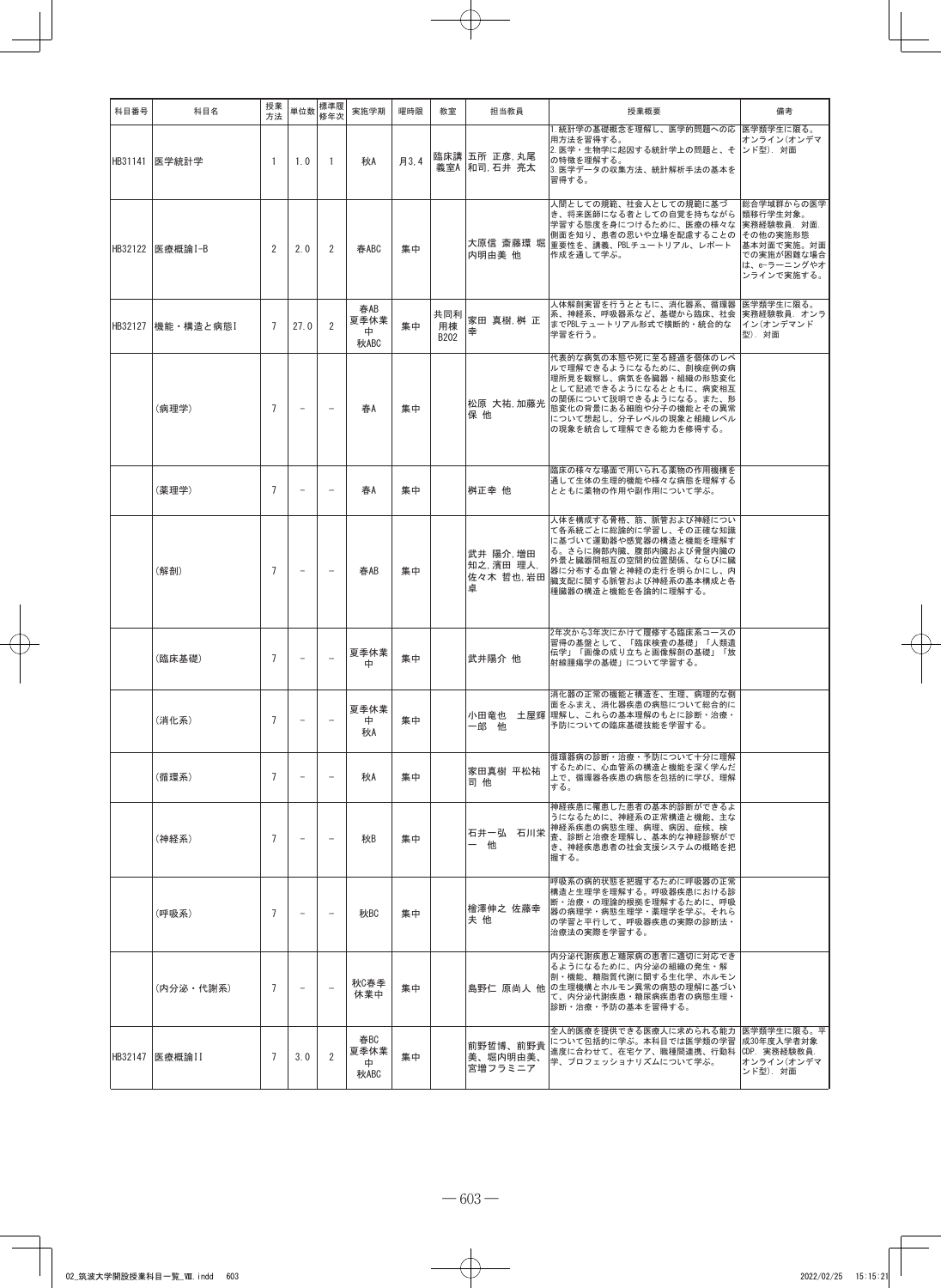| 科目番号 | 科目名 | 授業方法 | 単位数 | 標準履修年次 | 実施学期 | 曜時限 | 教室 | 担当教員 | 授業概要 | 備考 |
|---|---|---|---|---|---|---|---|---|---|---|
| HB31141 | 医学統計学 | 1 | 1.0 | 1 | 秋A | 月3,4 | 臨床講義A | 五所 正彦,丸尾 和司,石井 亮太 | 1.統計学の基礎概念を理解し、医学的問題への応用方法を習得する。<br>2.医学・生物学に起因する統計学上の問題と、その特徴を理解する。<br>3.医学データの収集方法、統計解析手法の基本を習得する。 | 医学類学生に限る。<br>オンライン(オンデマンド型). 対面 |
| HB32122 | 医療概論I-B | 2 | 2.0 | 2 | 春ABC | 集中 | | 大原信 斎藤環 堀内明由美 他 | 人間としての規範、社会人としての規範に基づき、将来医師になる者としての自覚を持ちながら学習する態度を身につけるために、医療の様々な側面を知り、患者の思いや立場を配慮することの重要性を、講義、PBLチュートリアル、レポート作成を通して学ぶ。 | 総合学域群からの医学類移行学生対象。<br>実務経験教員. 対面.<br>その他の実施形態<br>基本対面で実施。対面での実施が困難な場合は、e-ラーニングやオンラインで実施する。 |
| HB32127 | 機能・構造と病態I | 7 | 27.0 | 2 | 春AB<br>夏季休業中<br>秋ABC | 集中 | 共同利用棟B202 | 家田 真樹,桝 正幸 | 人体解剖実習を行うとともに、消化器系、循環器系、神経系、呼吸器系など、基礎から臨床、社会までPBLチュートリアル形式で横断的・統合的な学習を行う。 | 医学類学生に限る。<br>実務経験教員. オンライン(オンデマンド型). 対面 |
| | (病理学) | 7 | - | - | 春A | 集中 | | 松原 大祐,加藤光保 他 | 代表的な病気の本態や死に至る経過を個体のレベルで理解できるようになるために、剖検症例の病理所見を観察し、病気を各臓器・組織の形態変化として記述できるようになるとともに、病変相互の関係について説明できるようになる。また、形態変化の背景にある細胞や分子の機能とその異常について想起し、分子レベルの現象と組織レベルの現象を統合して理解できる能力を修得する。 | |
| | (薬理学) | 7 | - | - | 春A | 集中 | | 桝正幸 他 | 臨床の様々な場面で用いられる薬物の作用機構を通して生体の生理的機能や様々な病態を理解するとともに薬物の作用や副作用について学ぶ。 | |
| | (解剖) | 7 | - | - | 春AB | 集中 | | 武井 陽介,増田 知之,濱田 理人,佐々木 哲也,岩田 卓 | 人体を構成する骨格、筋、脈管および神経について各系統ごとに総論的に学習し、その正確な知識に基づいて運動器や感覚器の構造と機能を理解する。さらに胸部内臓、腹部内臓および骨盤内臓の外景と臓器間相互の空間的位置関係、ならびに臓器に分布する血管と神経の走行を明らかにし、内臓支配に関する脈管および神経系の基本構成と各種臓器の構造と機能を各論的に理解する。 | |
| | (臨床基礎) | 7 | - | - | 夏季休業中 | 集中 | | 武井陽介 他 | 2年次から3年次にかけて履修する臨床系コースの習得の基盤として、「臨床検査の基礎」「人類遺伝学」「画像の成り立ちと画像解剖の基礎」「放射線腫瘍学の基礎」について学習する。 | |
| | (消化系) | 7 | - | - | 夏季休業中<br>秋A | 集中 | | 小田竜也 土屋輝一郎 他 | 消化器の正常の機能と構造を、生理、病理的な側面をふまえ、消化器疾患の病態について総合的に理解し、これらの基本理解のもとに診断・治療・予防についての臨床基礎技能を学習する。 | |
| | (循環系) | 7 | - | - | 秋A | 集中 | | 家田真樹 平松祐司 他 | 循環器病の診断・治療・予防について十分に理解するために、心血管系の構造と機能を深く学んだ上で、循環器各疾患の病態を包括的に学び、理解する。 | |
| | (神経系) | 7 | - | - | 秋B | 集中 | | 石井一弘 石川栄一 他 | 神経疾患に罹患した患者の基本的診断ができるようになるために、神経系の正常構造と機能、主な神経系疾患の病態生理、病理、病因、症候、検査、診断と治療を理解し、基本的な神経診察ができ、神経疾患患者の社会支援システムの概略を把握する。 | |
| | (呼吸系) | 7 | - | - | 秋BC | 集中 | | 檜澤伸之 佐藤幸夫 他 | 呼吸系の病的状態を把握するために呼吸器の正常構造と生理学を理解する。呼吸器疾患における診断・治療・の理論的根拠を理解するために、呼吸器の病理学・病態生理学・薬理学を学ぶ。それらの学習と平行して、呼吸器疾患の実際の診断法・治療法の実際を学習する。 | |
| | (内分泌・代謝系) | 7 | - | - | 秋C春季休業中 | 集中 | | 島野仁 原尚人 他 | 内分泌代謝疾患と糖尿病の患者に適切に対応できるようになるために、内分泌の組織の発生・解剖・機能、糖脂質代謝に関する生化学、ホルモンの生理機構とホルモン異常の病態の理解に基づいて、内分泌代謝疾患・糖尿病疾患患者の病態生理・診断・治療・予防の基本を習得する。 | |
| HB32147 | 医療概論II | 7 | 3.0 | 2 | 春BC<br>夏季休業中<br>秋ABC | 集中 | | 前野哲博、前野貴美、堀内明由美、宮増フラミニア | 全人的医療を提供できる医療人に求められる能力について包括的に学ぶ。本科目では医学類の学習進度に合わせて、在宅ケア、職種間連携、行動科学、プロフェッショナリズムについて学ぶ。 | 医学類学生に限る。平成30年度入学者対象<br>CDP. 実務経験教員.<br>オンライン(オンデマンド型). 対面 |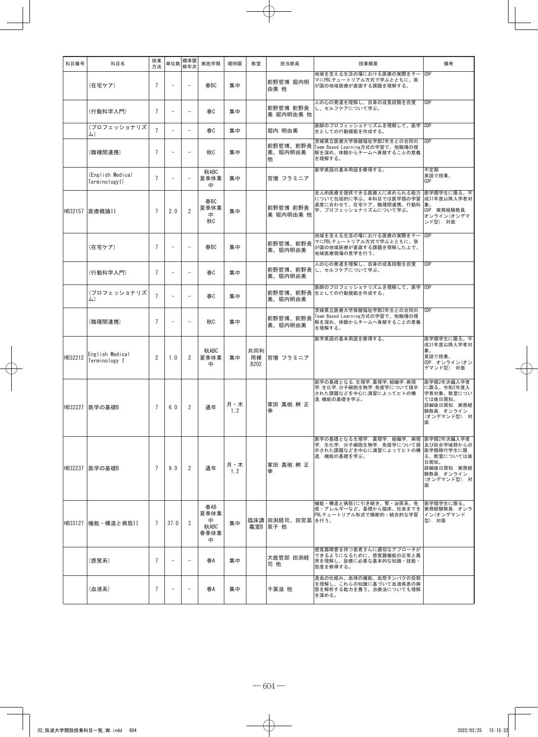| 科目番号 | 科目名 | 授業方法 | 単位数 | 標準履修年次 | 実施学期 | 曜時限 | 教室 | 担当教員 | 授業概要 | 備考 |
|---|---|---|---|---|---|---|---|---|---|---|
| | (在宅ケア) | 7 | - | - | 春BC | 集中 | | 前野哲博 堀内明由美 他 | 地域を支える生活の場における医療の実際をテーマにPBLテュートリアル方式で学ぶとともに、我が国の地域医療が直面する課題を理解する。 | CDP |
| | (行動科学入門) | 7 | - | - | 春C | 集中 | | 前野哲博 前野貴美 堀内明由美 他 | 人の心の発達を理解し、自身の成長段階を自覚し、セルフケアについて学ぶ。 | CDP |
| | (プロフェッショナリズム) | 7 | - | - | 春C | 集中 | | 堀内 明由美 | 医師のプロフェッショナリズムを理解して、医学生としての行動規範を作成する。 | CDP |
| | (職種間連携) | 7 | - | - | 秋C | 集中 | | 前野哲博、前野貴美、堀内明由美 他 | 茨城県立医療大学保健福祉学部2年生との合同のTeam Based Learning方式の学習で、他職種の理解を深め、体験からチームへ貢献することの意義を理解する。 | CDP |
| | (English Medical Terminology1) | 7 | - | - | 秋ABC 夏季休業中 | 集中 | | 宮増 フラミニア | 医学英語の基本用語を修得する。 | 不定期 英語で授業。 CDP |
| HB32157 | 医療概論II | 7 | 2.0 | 2 | 春BC 夏季休業中 秋C | 集中 | | 前野哲博 前野貴美 堀内明由美 他 | 全人的医療を提供できる医療人に求められる能力について包括的に学ぶ。本科目では医学類の学習進度に合わせて、在宅ケア、職種間連携、行動科学、プロフェッショナリズムについて学ぶ。 | 医学類学生に限る。平成31年度以降入学者対象。 CDP. オンライン(オンデマンド型). 対面 |
| | (在宅ケア) | 7 | - | - | 春BC | 集中 | | 前野哲博、前野貴美、堀内明由美 | 地域を支える生活の場における医療の実際をテーマにPBLテュートリアル方式で学ぶとともに、我が国の地域医療が直面する課題を理解した上で、地域医療現場の見学を行う。 | CDP |
| | (行動科学入門) | 7 | - | - | 春C | 集中 | | 前野哲博、前野貴美、堀内明由美 | 人の心の発達を理解し、自身の成長段階を自覚し、セルフケアについて学ぶ。 | CDP |
| | (プロフェッショナリズム) | 7 | - | - | 春C | 集中 | | 前野哲博、前野貴美、堀内明由美 | 医師のプロフェッショナリズムを理解して、医学生としての行動規範を作成する。 | CDP |
| | (職種間連携) | 7 | - | - | 秋C | 集中 | | 前野哲博、前野貴美、堀内明由美 | 茨城県立医療大学保健福祉学部2年生との合同のTeam Based Learning方式の学習で、他職種の理解を深め、体験からチームへ貢献することの意義を理解する。 | CDP |
| HB32212 | English Medical Terminology I | 2 | 1.0 | 2 | 秋ABC 夏季休業中 | 集中 | 共同利用棟B202 | 宮増 フラミニア | 医学英語の基本用語を修得する。 | 医学類学生に限る。平成31年度以降入学者対象。 英語で授業。 CDP. オンライン(オンデマンド型). 対面 |
| HB32227 | 医学の基礎B | 7 | 6.0 | 2 | 通年 | 月・木1,2 | | 家田 真樹,桝 正幸 | 医学の基礎となる,生理学,薬理学,組織学,病理学,生化学,分子細胞生物学,免疫学について提示された課題などを中心に演習によってヒトの構造,機能の基礎を学ぶ。 | 医学類2年次編入学者に限る。令和2年度入学者対象。教室については後日周知。 詳細後日周知. 実務経験教員. オンライン(オンデマンド型). 対面 |
| HB32237 | 医学の基礎B | 7 | 9.0 | 2 | 通年 | 月・木1,2 | | 家田 真樹,桝 正幸 | 医学の基礎となる生理学, 薬理学, 組織学, 病理学, 生化学, 分子細胞生物学, 免疫学について提示された課題などを中心に演習によってヒトの構造, 機能の基礎を学ぶ。 | 医学類2年次編入学者及び総合学域群からの医学類移行学生に限る。教室については後日周知。 詳細後日周知. 実務経験教員. オンライン(オンデマンド型). 対面 |
| HB33127 | 機能・構造と病態II | 7 | 37.0 | 3 | 春AB 夏季休業中 秋ABC 春季休業中 | 集中 | 臨床講義室B | 田渕経司、田宮菜奈子 他 | 機能・構造と病態Iに引き続き、腎・泌尿系、免疫・アレルギーなど、基礎から臨床、社会までをPBLテュートリアル形式で横断的・統合的な学習を行う。 | 医学類学生に限る。 実務経験教員. オンライン(オンデマンド型). 対面 |
| | (感覚系) | 7 | - | - | 春A | 集中 | | 大鹿哲郎 田渕経司 他 | 感覚器障害を持つ患者さんに適切なアプローチができるようになるために、感覚器機能の正常と異常を理解し、診療に必要な基本的な知識・技能・態度を修得する。 | |
| | (血液系) | 7 | - | - | 春A | 集中 | | 千葉滋 他 | 造血の仕組み、血球の機能、血漿タンパクの役割を理解し、これらの知識に基づいて血液疾患の病態を解析する能力を養う。治療法についても理解を深める。 | |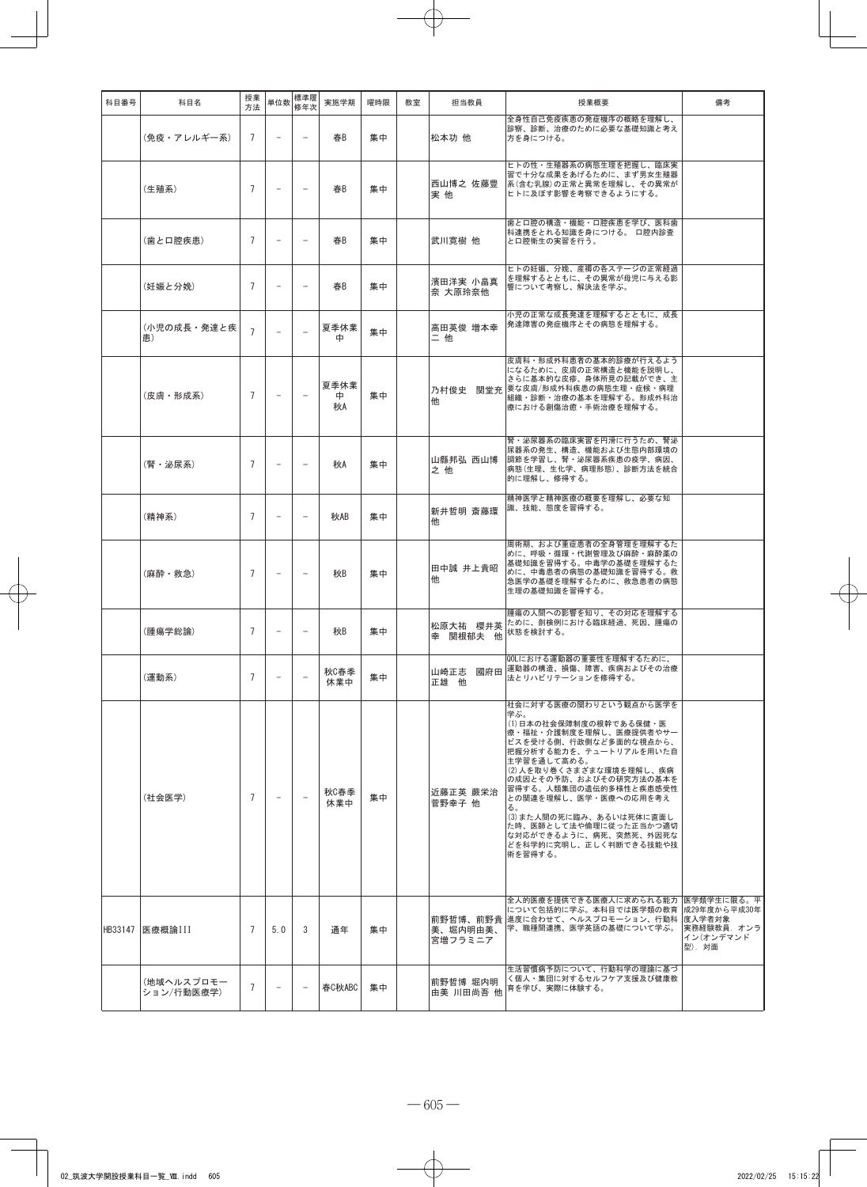| 科目番号 | 科目名 | 授業方法 | 単位数 | 標準履修年次 | 実施学期 | 曜時限 | 教室 | 担当教員 | 授業概要 | 備考 |
|---|---|---|---|---|---|---|---|---|---|---|
| | (免疫・アレルギー系) | 7 | - | - | 春B | 集中 | | 松本功 他 | 全身性自己免疫疾患の発症機序の概略を理解し、診察、診断、治療のために必要な基礎知識と考え方を身につける。 | |
| | (生殖系) | 7 | - | - | 春B | 集中 | | 西山博之 佐藤豊実 他 | ヒトの性・生殖器系の病態生理を把握し、臨床実習で十分な成果をあげるために、まず男女生殖器系(含む乳腺)の正常と異常を理解し、その異常がヒトに及ぼす影響を考察できるようにする。 | |
| | (歯と口腔疾患) | 7 | - | - | 春B | 集中 | | 武川寛樹 他 | 歯と口腔の構造・機能・口腔疾患を学び、医科歯科連携をとれる知識を身につける。 口腔内診査と口腔衛生の実習を行う。 | |
| | (妊娠と分娩) | 7 | - | - | 春B | 集中 | | 濱田洋実 小畠真奈 大原玲奈他 | ヒトの妊娠、分娩、産褥の各ステージの正常経過を理解するとともに、その異常が母児に与える影響について考察し、解決法を学ぶ。 | |
| | (小児の成長・発達と疾患) | 7 | - | - | 夏季休業中 | 集中 | | 高田英俊 増本幸二 他 | 小児の正常な成長発達を理解するとともに、成長発達障害の発症機序とその病態を理解する。 | |
| | (皮膚・形成系) | 7 | - | - | 夏季休業中 秋A | 集中 | | 乃村俊史 関堂充 他 | 皮膚科・形成外科患者の基本的診療が行えるようになるために、皮膚の正常構造と機能を説明し、さらに基本的な皮疹、身体所見の記載ができ、主要な皮膚/形成外科疾患の病態生理・症候・病理組織・診断・治療の基本を理解する。形成外科治療における創傷治癒・手術治療を理解する。 | |
| | (腎・泌尿系) | 7 | - | - | 秋A | 集中 | | 山縣邦弘 西山博之 他 | 腎・泌尿器系の臨床実習を円滑に行うため、腎泌尿器系の発生、構造、機能および生態内部環境の調節を学習し、腎・泌尿器系疾患の疫学、病因、病態(生理、生化学、病理形態)、診断方法を統合的に理解し、修得する。 | |
| | (精神系) | 7 | - | - | 秋AB | 集中 | | 新井哲明 斎藤環 他 | 精神医学と精神医療の概要を理解し、必要な知識、技能、態度を習得する。 | |
| | (麻酔・救急) | 7 | - | - | 秋B | 集中 | | 田中誠 井上貴昭 他 | 周術期、および重症患者の全身管理を理解するために、呼吸・循環・代謝管理及び麻酔・麻酔薬の基礎知識を習得する。中毒学の基礎を理解するために、中毒患者の病態の基礎知識を習得する。救急医学の基礎を理解するために、救急患者の病態生理の基礎知識を習得する。 | |
| | (腫瘍学総論) | 7 | - | - | 秋B | 集中 | | 松原大祐 櫻井英幸 関根郁夫 他 | 腫瘍の人間への影響を知り、その対応を理解するために、剖検例における臨床経過、死因、腫瘍の状態を検討する。 | |
| | (運動系) | 7 | - | - | 秋C春季休業中 | 集中 | | 山崎正志 國府田正雄 他 | QOLにおける運動器の重要性を理解するために、運動器の構造、損傷、障害、疾病およびその治療法とリハビリテーションを修得する。 | |
| | (社会医学) | 7 | - | - | 秋C春季休業中 | 集中 | | 近藤正英 蕨栄治 菅野幸子 他 | 社会に対する医療の関わりという観点から医学を学ぶ。<br>(1)日本の社会保障制度の根幹である保健・医療・福祉・介護制度を理解し、医療提供者やサービスを受ける側、行政側など多面的な視点から、把握分析する能力を、テュートリアルを用いた自主学習を通して高める。<br>(2)人を取り巻くさまざまな環境を理解し、疾病の成因とその予防、およびその研究方法の基本を習得する。人類集団の遺伝的多様性と疾患感受性との関連を理解し、医学・医療への応用を考える。<br>(3)また人間の死に臨み、あるいは死体に直面した時、医師として法や倫理に従った正当かつ適切な対応ができるように、病死、突然死、外因死などを科学的に究明し、正しく判断できる技能や技術を習得する。 | |
| HB33147 | 医療概論III | 7 | 5.0 | 3 | 通年 | 集中 | | 前野哲博、前野貴美、堀内明由美、宮増フラミニア | 全人的医療を提供できる医療人に求められる能力について包括的に学ぶ。本科目では医学類の教育進度に合わせて、ヘルスプロモーション、行動科学、職種間連携、医学英語の基礎について学ぶ。 | 医学類学生に限る。平成29年度から平成30年度入学者対象.<br>実務経験教員. オンライン(オンデマンド型). 対面 |
| | (地域ヘルスプロモーション/行動医療学) | 7 | - | - | 春C秋ABC | 集中 | | 前野哲博 堀内明由美 川田尚吾 他 | 生活習慣病予防について、行動科学の理論に基づく個人・集団に対するセルフケア支援及び健康教育を学び、実際に体験する。 | |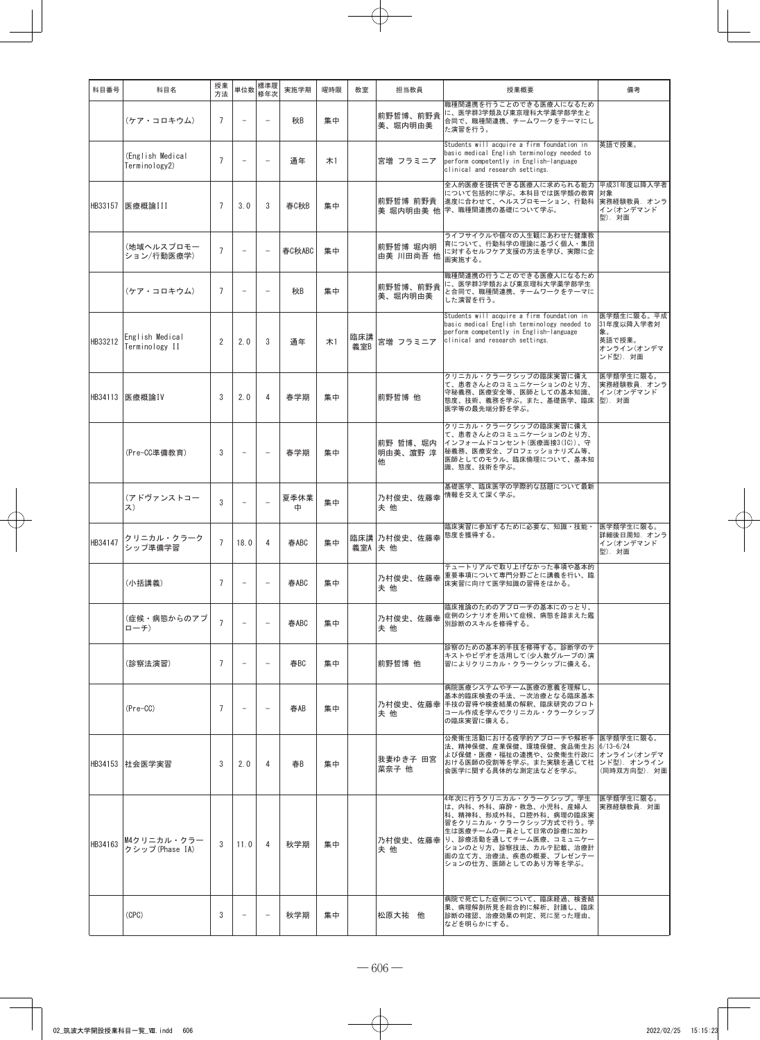| 科目番号 | 科目名 | 授業方法 | 単位数 | 標準履修年次 | 実施学期 | 曜時限 | 教室 | 担当教員 | 授業概要 | 備考 |
|---|---|---|---|---|---|---|---|---|---|---|
| | (ケア・コロキウム) | 7 | - | - | 秋B | 集中 | | 前野哲博、前野貴美、堀内明由美 | 職種間連携を行うことのできる医療人になるために、医学群3学類及び東京理科大学薬学部学生と合同で、職種間連携、チームワークをテーマにした演習を行う。 | |
| | (English Medical Terminology2) | 7 | - | - | 通年 | 木1 | | 宮増 フラミニア | Students will acquire a firm foundation in basic medical English terminology needed to perform competently in English-language clinical and research settings. | 英語で授業。 |
| HB33157 | 医療概論III | 7 | 3.0 | 3 | 春C秋B | 集中 | | 前野哲博 前野貴美 堀内明由美 他 | 全人的医療を提供できる医療人に求められる能力について包括的に学ぶ。本科目では医学類の教育進度に合わせて、ヘルスプロモーション、行動科学、職種間連携の基礎について学ぶ。 | 平成31年度以降入学者対象<br>実務経験教員. オンライン(オンデマンド型). 対面 |
| | (地域ヘルスプロモーション/行動医療学) | 7 | - | - | 春C秋ABC | 集中 | | 前野哲博 堀内明由美 川田尚吾 他 | ライフサイクルや個々の人生観にあわせた健康教育について、行動科学の理論に基づく個人・集団に対するセルフケア支援の方法を学び、実際に企画実施する。 | |
| | (ケア・コロキウム) | 7 | - | - | 秋B | 集中 | | 前野哲博、前野貴美、堀内明由美 | 職種間連携の行うことのできる医療人になるために、医学群3学類および東京理科大学薬学部学生と合同で、職種間連携、チームワークをテーマにした演習を行う。 | |
| HB33212 | English Medical Terminology II | 2 | 2.0 | 3 | 通年 | 木1 | 臨床講義室B | 宮増 フラミニア | Students will acquire a firm foundation in basic medical English terminology needed to perform competently in English-language clinical and research settings. | 医学類生に限る。平成31年度以降入学者対象。<br>英語で授業。<br>オンライン(オンデマンド型). 対面 |
| HB34113 | 医療概論IV | 3 | 2.0 | 4 | 春学期 | 集中 | | 前野哲博 他 | クリニカル・クラークシップの臨床実習に備えて、患者さんとのコミュニケーションのとり方、守秘義務、医療安全等、医師としての基本知識、態度、技術、義務を学ぶ。また、基礎医学、臨床医学等の最先端分野を学ぶ。 | 医学類生に限る。<br>実務経験教員. オンライン(オンデマンド型). 対面 |
| | (Pre-CC準備教育) | 3 | - | - | 春学期 | 集中 | | 前野 哲博、堀内明由美、濵野 淳 他 | クリニカル・クラークシップの臨床実習に備えて、患者さんとのコミュニケーションのとり方、インフォームドコンセント(医療面接3(IC))、守秘義務、医療安全、プロフェッショナリズム等、医師としてのモラル、臨床倫理について、基本知識、態度、技術を学ぶ。 | |
| | (アドヴァンストコース) | 3 | - | - | 夏季休業中 | 集中 | | 乃村俊史、佐藤幸夫 他 | 基礎医学、臨床医学の学際的な話題について最新情報を交えて深く学ぶ。 | |
| HB34147 | クリニカル・クラークシップ準備学習 | 7 | 18.0 | 4 | 春ABC | 集中 | 臨床講義室A | 乃村俊史、佐藤幸夫 他 | 臨床実習に参加するために必要な、知識・技能・態度を獲得する。 | 医学類学生に限る。<br>詳細後日周知. オンライン(オンデマンド型). 対面 |
| | (小括講義) | 7 | - | - | 春ABC | 集中 | | 乃村俊史、佐藤幸夫 他 | テュートリアルで取り上げなかった事項や基本的重要事項について専門分野ごとに講義を行い、臨床実習に向けて医学知識の習得をはかる。 | |
| | (症候・病態からのアプローチ) | 7 | - | - | 春ABC | 集中 | | 乃村俊史、佐藤幸夫 他 | 臨床推論のためのアプローチの基本にのっとり、症例のシナリオを用いて症候、病態を踏まえた鑑別診断のスキルを修得する。 | |
| | (診察法演習) | 7 | - | - | 春BC | 集中 | | 前野哲博 他 | 診察のための基本的手技を修得する。診断学のテキストやビデオを活用して(少人数グループの)演習によりクリニカル・クラークシップに備える。 | |
| | (Pre-CC) | 7 | - | - | 春AB | 集中 | | 乃村俊史、佐藤幸夫 他 | 病院医療システムやチーム医療の意義を理解し、基本的臨床検査の手法、一次治療となる臨床基本手技の習得や検査結果の解釈、臨床研究のプロトコール作成を学んでクリニカル・クラークシップの臨床実習に備える。 | |
| HB34153 | 社会医学実習 | 3 | 2.0 | 4 | 春B | 集中 | | 我妻ゆき子 田宮菜奈子 他 | 公衆衛生活動における疫学的アプローチや解析手法、精神保健、産業保健、環境保健、食品衛生および保健・医療・福祉の連携や、公衆衛生行政における医師の役割等を学ぶ。また実験を通じて社会医学に関する具体的な測定法などを学ぶ。 | 医学類学生に限る。<br>6/13-6/24<br>オンライン(オンデマンド型). オンライン(同時双方向型). 対面 |
| HB34163 | M4クリニカル・クラークシップ(Phase IA) | 3 | 11.0 | 4 | 秋学期 | 集中 | | 乃村俊史、佐藤幸夫 他 | 4年次に行うクリニカル・クラークシップ。学生は、内科、外科、麻酔・救急、小児科、産婦人科、精神科、形成外科、口腔外科、病理の臨床実習をクリニカル・クラークシップ方式で行う。学生は医療チームの一員として日常の診療に加わり、診療活動を通してチーム医療、コミュニケーションのとり方、診察技法、カルテ記載、治療計画の立て方、治療法、疾患の概要、プレゼンテーションの仕方、医師としてのあり方等を学ぶ。 | 医学類生に限る。<br>実務経験教員. 対面 |
| | (CPC) | 3 | - | - | 秋学期 | 集中 | | 松原大祐 他 | 病院で死亡した症例について、臨床経過、検査結果、病理解剖所見を総合的に解析、討議し、臨床診断の確認、治療効果の判定、死に至った理由、などを明らかにする。 | |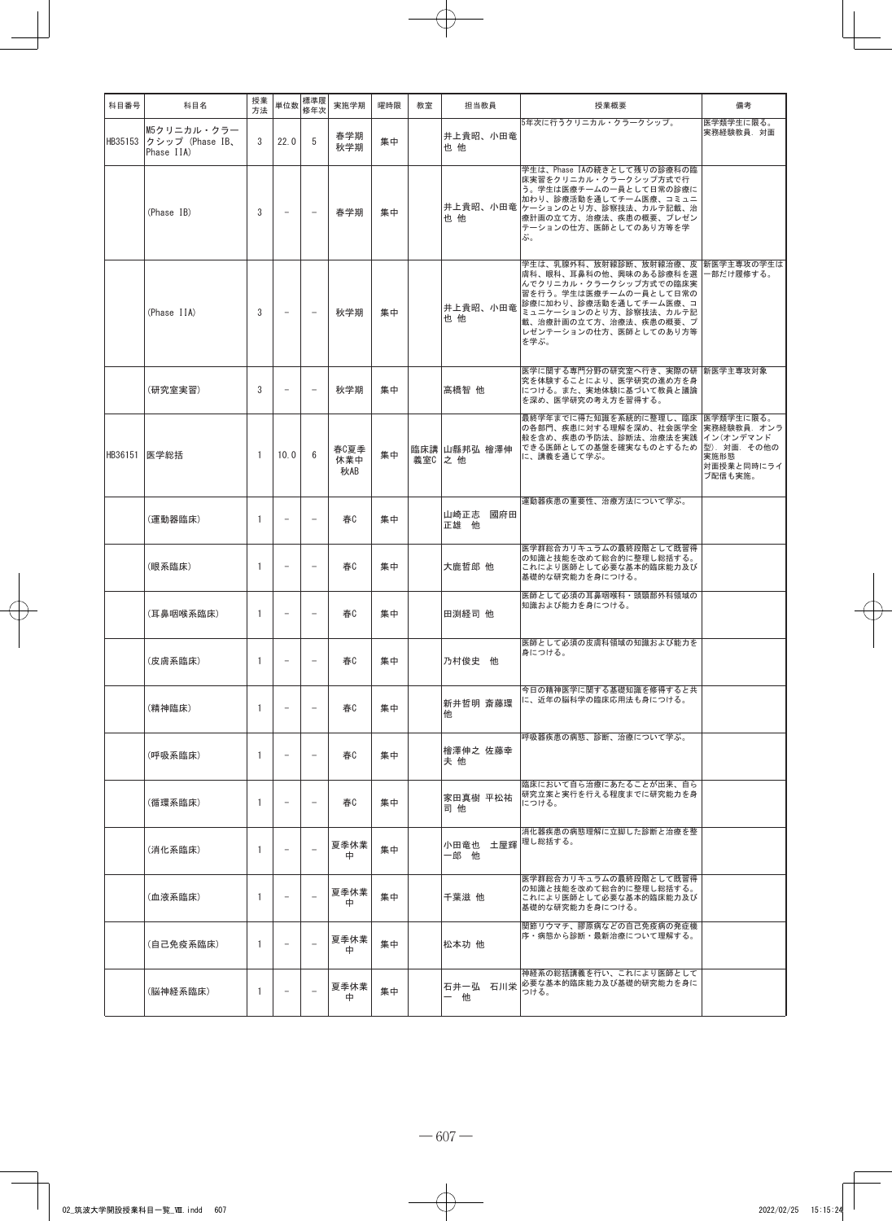| 科目番号 | 科目名 | 授業方法 | 単位数 | 標準履修年次 | 実施学期 | 曜時限 | 教室 | 担当教員 | 授業概要 | 備考 |
|---|---|---|---|---|---|---|---|---|---|---|
| HB35153 | M5クリニカル・クラークシップ (Phase IB、Phase IIA) | 3 | 22.0 | 5 | 春学期 秋学期 | 集中 | | 井上貴昭、小田竜也 他 | 5年次に行うクリニカル・クラークシップ。 | 医学類学生に限る。実務経験教員．対面 |
| | (Phase IB) | 3 | - | - | 春学期 | 集中 | | 井上貴昭、小田竜也 他 | 学生は、Phase IAの続きとして残りの診療科の臨床実習をクリニカル・クラークシップ方式で行う。学生は医療チームの一員として日常の診療に加わり、診療活動を通してチーム医療、コミュニケーションのとり方、診察技法、カルテ記載、治療計画の立て方、治療法、疾患の概要、プレゼンテーションの仕方、医師としてのあり方等を学ぶ。 | |
| | (Phase IIA) | 3 | - | - | 秋学期 | 集中 | | 井上貴昭、小田竜也 他 | 学生は、乳腺外科、放射線診断、放射線治療、皮膚科、眼科、耳鼻科の他、興味のある診療科を選んでクリニカル・クラークシップ方式での臨床実習を行う。学生は医療チームの一員として日常の診療に加わり、診療活動を通してチーム医療、コミュニケーションのとり方、診察技法、カルテ記載、治療計画の立て方、治療法、疾患の概要、プレゼンテーションの仕方、医師としてのあり方等を学ぶ。 | 新医学主専攻の学生は一部だけ履修する。 |
| | (研究室実習) | 3 | - | - | 秋学期 | 集中 | | 高橋智 他 | 医学に関する専門分野の研究室へ行き、実際の研究を体験することにより、医学研究の進め方を身につける。また、実地体験に基づいて教員と議論を深め、医学研究の考え方を習得する。 | 新医学主専攻対象 |
| HB36151 | 医学総括 | 1 | 10.0 | 6 | 春C夏季休業中 秋AB | 集中 | 臨床講義室C | 山縣邦弘 檜澤伸之 他 | 最終学年までに得た知識を系統的に整理し、臨床の各部門、疾患に対する理解を深め、社会医学全般を含め、疾患の予防法、診断法、治療法を実践できる医師としての基盤を確実なものとするために、講義を通じて学ぶ。 | 医学類学生に限る。実務経験教員．オンライン(オンデマンド型)．対面．その他の実施形態 対面授業と同時にライブ配信も実施。 |
| | (運動器臨床) | 1 | - | - | 春C | 集中 | | 山崎正志 國府田正雄 他 | 運動器疾患の重要性、治療方法について学ぶ。 | |
| | (眼系臨床) | 1 | - | - | 春C | 集中 | | 大鹿哲郎 他 | 医学群総合カリキュラムの最終段階として既習得の知識と技能を改めて総合的に整理し総括する。これにより医師として必要な基本的臨床能力及び基礎的な研究能力を身につける。 | |
| | (耳鼻咽喉系臨床) | 1 | - | - | 春C | 集中 | | 田渕経司 他 | 医師として必須の耳鼻咽喉科・頭頸部外科領域の知識および能力を身につける。 | |
| | (皮膚系臨床) | 1 | - | - | 春C | 集中 | | 乃村俊史 他 | 医師として必須の皮膚科領域の知識および能力を身につける。 | |
| | (精神臨床) | 1 | - | - | 春C | 集中 | | 新井哲明 斎藤環 他 | 今日の精神医学に関する基礎知識を修得すると共に、近年の脳科学の臨床応用法も身につける。 | |
| | (呼吸系臨床) | 1 | - | - | 春C | 集中 | | 檜澤伸之 佐藤幸夫 他 | 呼吸器疾患の病態、診断、治療について学ぶ。 | |
| | (循環系臨床) | 1 | - | - | 春C | 集中 | | 家田真樹 平松祐司 他 | 臨床において自ら治療にあたることが出来、自ら研究立案と実行を行える程度までに研究能力を身につける。 | |
| | (消化系臨床) | 1 | - | - | 夏季休業中 | 集中 | | 小田竜也 土屋輝一郎 他 | 消化器疾患の病態理解に立脚した診断と治療を整理し総括する。 | |
| | (血液系臨床) | 1 | - | - | 夏季休業中 | 集中 | | 千葉滋 他 | 医学群総合カリキュラムの最終段階として既習得の知識と技能を改めて総合的に整理し総括する。これにより医師として必要な基本的臨床能力及び基礎的な研究能力を身につける。 | |
| | (自己免疫系臨床) | 1 | - | - | 夏季休業中 | 集中 | | 松本功 他 | 関節リウマチ、膠原病などの自己免疫病の発症機序・病態から診断・最新治療について理解する。 | |
| | (脳神経系臨床) | 1 | - | - | 夏季休業中 | 集中 | | 石井一弘 石川栄一 他 | 神経系の総括講義を行い、これにより医師として必要な基本的臨床能力及び基礎的研究能力を身につける。 | |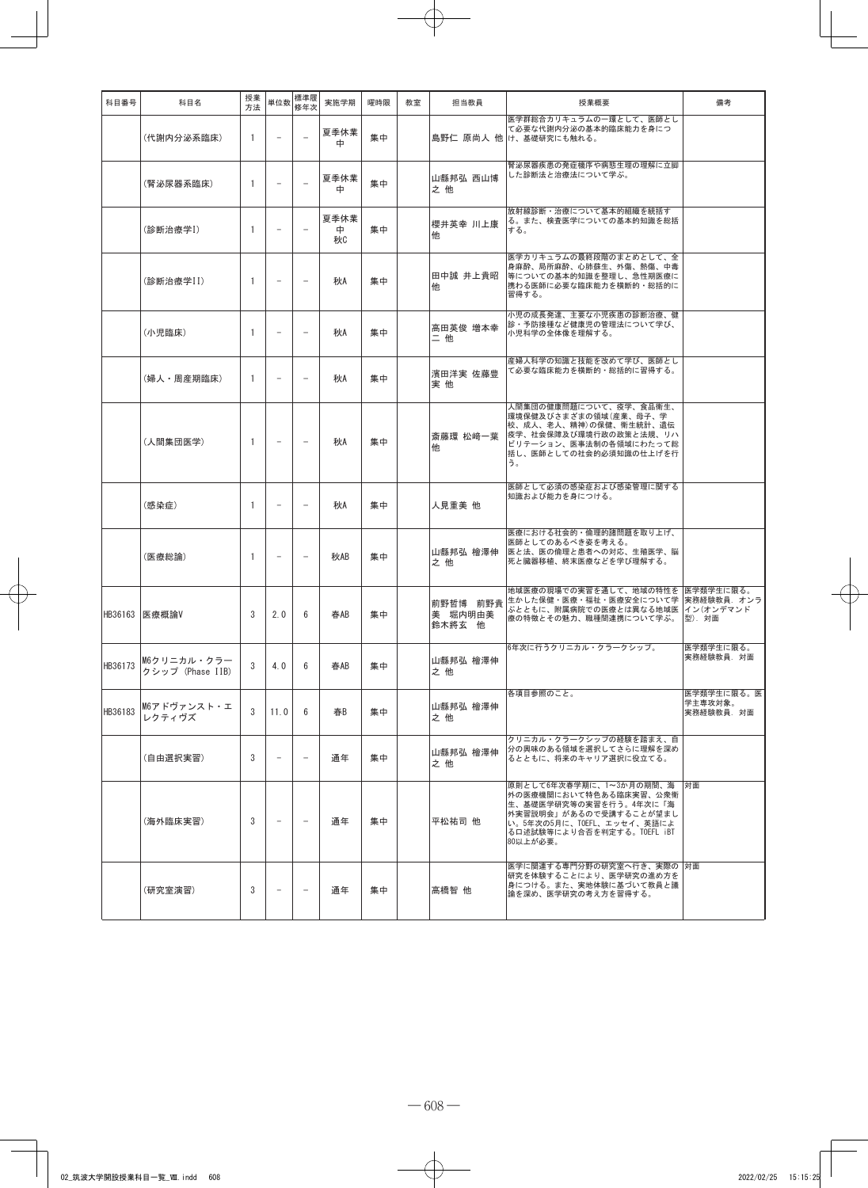| 科目番号 | 科目名 | 授業方法 | 単位数 | 標準履修年次 | 実施学期 | 曜時限 | 教室 | 担当教員 | 授業概要 | 備考 |
|---|---|---|---|---|---|---|---|---|---|---|
| | (代謝内分泌系臨床) | 1 | - | - | 夏季休業中 | 集中 | | 島野仁 原尚人 他 | 医学群総合カリキュラムの一環として、医師として必要な代謝内分泌の基本的臨床能力を身につけ、基礎研究にも触れる。 | |
| | (腎泌尿器系臨床) | 1 | - | - | 夏季休業中 | 集中 | | 山縣邦弘 西山博之 他 | 腎泌尿器疾患の発症機序や病態生理の理解に立脚した診断法と治療法について学ぶ。 | |
| | (診断治療学I) | 1 | - | - | 夏季休業中<br>秋C | 集中 | | 櫻井英幸 川上康 他 | 放射線診断・治療について基本的組織を統括する。また、検査医学についての基本的知識を総括する。 | |
| | (診断治療学II) | 1 | - | - | 秋A | 集中 | | 田中誠 井上貴昭 他 | 医学カリキュラムの最終段階のまとめとして、全身麻酔、局所麻酔、心肺蘇生、外傷、熱傷、中毒等についての基本的知識を整理し、急性期医療に携わる医師に必要な臨床能力を横断的・総括的に習得する。 | |
| | (小児臨床) | 1 | - | - | 秋A | 集中 | | 高田英俊 増本幸二 他 | 小児の成長発達、主要な小児疾患の診断治療、健診・予防接種など健康児の管理法について学び、小児科学の全体像を理解する。 | |
| | (婦人・周産期臨床) | 1 | - | - | 秋A | 集中 | | 濱田洋実 佐藤豊実 他 | 産婦人科学の知識と技能を改めて学び、医師として必要な臨床能力を横断的・総括的に習得する。 | |
| | (人間集団医学) | 1 | - | - | 秋A | 集中 | | 斎藤環 松崎一葉 他 | 人間集団の健康問題について、疫学、食品衛生、環境保健及びさまざまの領域(産業、母子、学校、成人、老人、精神)の保健、衛生統計、遺伝疫学、社会保障及び環境行政の政策と法規、リハビリテーション、医事法制の各領域にわたって総括し、医師としての社会的必須知識の仕上げを行う。 | |
| | (感染症) | 1 | - | - | 秋A | 集中 | | 人見重美 他 | 医師として必須の感染症および感染管理に関する知識および能力を身につける。 | |
| | (医療総論) | 1 | - | - | 秋AB | 集中 | | 山縣邦弘 檜澤伸之 他 | 医療における社会的・倫理的諸問題を取り上げ、医師としてのあるべき姿を考える。<br>医と法、医の倫理と患者への対応、生殖医学、脳死と臓器移植、終末医療などを学び理解する。 | |
| HB36163 | 医療概論V | 3 | 2.0 | 6 | 春AB | 集中 | | 前野哲博 前野貴美 堀内明由美 鈴木將玄 他 | 地域医療の現場での実習を通して、地域の特性を生かした保健・医療・福祉・医療安全について学ぶとともに、附属病院での医療とは異なる地域医療の特徴とその魅力、職種間連携について学ぶ。 | 医学類学生に限る。<br>実務経験教員. オンライン(オンデマンド型). 対面 |
| HB36173 | M6クリニカル・クラークシップ (Phase IIB) | 3 | 4.0 | 6 | 春AB | 集中 | | 山縣邦弘 檜澤伸之 他 | 6年次に行うクリニカル・クラークシップ。 | 医学類学生に限る。<br>実務経験教員. 対面 |
| HB36183 | M6アドヴァンスト・エレクティヴズ | 3 | 11.0 | 6 | 春B | 集中 | | 山縣邦弘 檜澤伸之 他 | 各項目参照のこと。 | 医学類学生に限る。医学主専攻対象。<br>実務経験教員. 対面 |
| | (自由選択実習) | 3 | - | - | 通年 | 集中 | | 山縣邦弘 檜澤伸之 他 | クリニカル・クラークシップの経験を踏まえ、自分の興味のある領域を選択してさらに理解を深めるとともに、将来のキャリア選択に役立てる。 | |
| | (海外臨床実習) | 3 | - | - | 通年 | 集中 | | 平松祐司 他 | 原則として6年次春学期に、1～3か月の期間、海外の医療機関において特色ある臨床実習、公衆衛生、基礎医学研究等の実習を行う。4年次に「海外実習説明会」があるので受講することが望ましい。5年次の5月に、TOEFL、エッセイ、英語による口述試験等により合否を判定する。TOEFL iBT 80以上が必要。 | 対面 |
| | (研究室演習) | 3 | - | - | 通年 | 集中 | | 高橋智 他 | 医学に関連する専門分野の研究室へ行き、実際の研究を体験することにより、医学研究の進め方を身につける。また、実地体験に基づいて教員と議論を深め、医学研究の考え方を習得する。 | 対面 |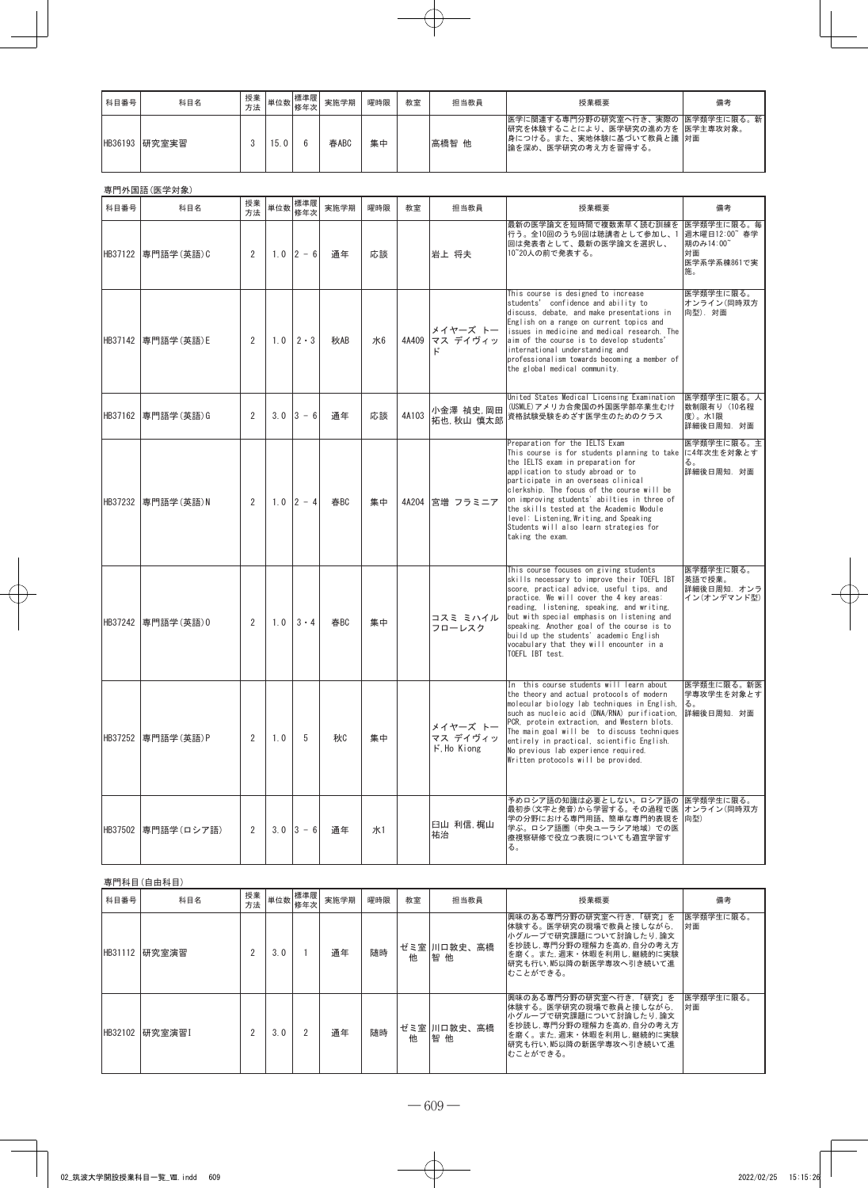| 科目番号 | 科目名 | 授業方法 | 単位数 | 標準履修年次 | 実施学期 | 曜時限 | 教室 | 担当教員 | 授業概要 | 備考 |
|---|---|---|---|---|---|---|---|---|---|---|
| HB36193 | 研究室実習 | 3 | 15.0 | 6 | 春ABC | 集中 | | 高橋智 他 | 医学に関連する専門分野の研究室へ行き、実際の研究を体験することにより、医学研究の進め方を身につける。また、実地体験に基づいて教員と議論を深め、医学研究の考え方を習得する。 | 医学類学生に限る。新医学主専攻対象。対面 |

専門外国語(医学対象)

| 科目番号 | 科目名 | 授業方法 | 単位数 | 標準履修年次 | 実施学期 | 曜時限 | 教室 | 担当教員 | 授業概要 | 備考 |
|---|---|---|---|---|---|---|---|---|---|---|
| HB37122 | 専門語学(英語)C | 2 | 1.0 | 2 - 6 | 通年 | 応談 | | 岩上 将夫 | 最新の医学論文を短時間で複数素早く読む訓練を行う。全10回のうち9回は聴講者として参加し、1回は発表者として、最新の医学論文を選択し、10~20人の前で発表する。 | 医学類学生に限る。毎週木曜日12:00~ 春学期のみ14:00~ 対面 医学系学系棟861で実施。 |
| HB37142 | 専門語学(英語)E | 2 | 1.0 | 2・3 | 秋AB | 水6 | 4A409 | メイヤーズ トーマス デイヴィッド | This course is designed to increase students' confidence and ability to discuss, debate, and make presentations in English on a range on current topics and issues in medicine and medical research. The aim of the course is to develop students' international understanding and professionalism towards becoming a member of the global medical community. | 医学類学生に限る。オンライン(同時双方向型). 対面 |
| HB37162 | 専門語学(英語)G | 2 | 3.0 | 3 - 6 | 通年 | 応談 | 4A103 | 小金澤 禎史,岡田 拓也,秋山 慎太郎 | United States Medical Licensing Examination (USMLE)アメリカ合衆国の外国医学部卒業生むけ資格試験受験をめざす医学生のためのクラス | 医学類学生に限る。人数制限有り (10名程度)。水1限 詳細後日周知. 対面 |
| HB37232 | 専門語学(英語)N | 2 | 1.0 | 2 - 4 | 春BC | 集中 | 4A204 | 宮増 フラミニア | Preparation for the IELTS Exam This course is for students planning to take the IELTS exam in preparation for application to study abroad or to participate in an overseas clinical clerkship. The focus of the course will be on improving students' abilties in three of the skills tested at the Academic Module level: Listening,Writing,and Speaking Students will also learn strategies for taking the exam. | 医学類学生に限る。主に4年次生を対象とする。詳細後日周知. 対面 |
| HB37242 | 専門語学(英語)O | 2 | 1.0 | 3・4 | 春BC | 集中 | | コスミ ミハイル フローレスク | This course focuses on giving students skills necessary to improve their TOEFL IBT score, practical advice, useful tips, and practice. We will cover the 4 key areas: reading, listening, speaking, and writing, but with special emphasis on listening and speaking. Another goal of the course is to build up the students' academic English vocabulary that they will encounter in a TOEFL IBT test. | 医学類学生に限る。英語で授業。詳細後日周知. オンライン(オンデマンド型) |
| HB37252 | 専門語学(英語)P | 2 | 1.0 | 5 | 秋C | 集中 | | メイヤーズ トーマス デイヴィッド,Ho Kiong | In this course students will learn about the theory and actual protocols of modern molecular biology lab techniques in English, such as nucleic acid (DNA/RNA) purification, PCR, protein extraction, and Western blots. The main goal will be to discuss techniques entirely in practical, scientific English. No previous lab experience required. Written protocols will be provided. | 医学類生に限る。新医学専攻学生を対象とする。詳細後日周知. 対面 |
| HB37502 | 専門語学(ロシア語) | 2 | 3.0 | 3 - 6 | 通年 | 水1 | | 臼山 利信,梶山 祐治 | 予めロシア語の知識は必要としない。ロシア語の最初歩(文字と発音)から学習する。その過程で医学の分野における専門用語、簡単な専門的表現を学ぶ。ロシア語圏(中央ユーラシア地域)での医療視察研修で役立つ表現についても適宜学習する。 | 医学類学生に限る。オンライン(同時双方向型) |

専門科目(自由科目)

| 科目番号 | 科目名 | 授業方法 | 単位数 | 標準履修年次 | 実施学期 | 曜時限 | 教室 | 担当教員 | 授業概要 | 備考 |
|---|---|---|---|---|---|---|---|---|---|---|
| HB31112 | 研究室演習 | 2 | 3.0 | 1 | 通年 | 随時 | ゼミ室 他 | 川口敦史、高橋智 他 | 興味のある専門分野の研究室へ行き、「研究」を体験する。医学研究の現場で教員と接しながら、小グループで研究課題について討論したり,論文を抄読し,専門分野の理解力を高め,自分の考え方を磨く。また,週末・休暇を利用し,継続的に実験研究も行い,M5以降の新医学専攻へ引き続いて進むことができる。 | 医学類学生に限る。対面 |
| HB32102 | 研究室演習I | 2 | 3.0 | 2 | 通年 | 随時 | ゼミ室 他 | 川口敦史、高橋智 他 | 興味のある専門分野の研究室へ行き、「研究」を体験する。医学研究の現場で教員と接しながら、小グループで研究課題について討論したり,論文を抄読し,専門分野の理解力を高め,自分の考え方を磨く。また,週末・休暇を利用し,継続的に実験研究も行い,M5以降の新医学専攻へ引き続いて進むことができる。 | 医学類学生に限る。対面 |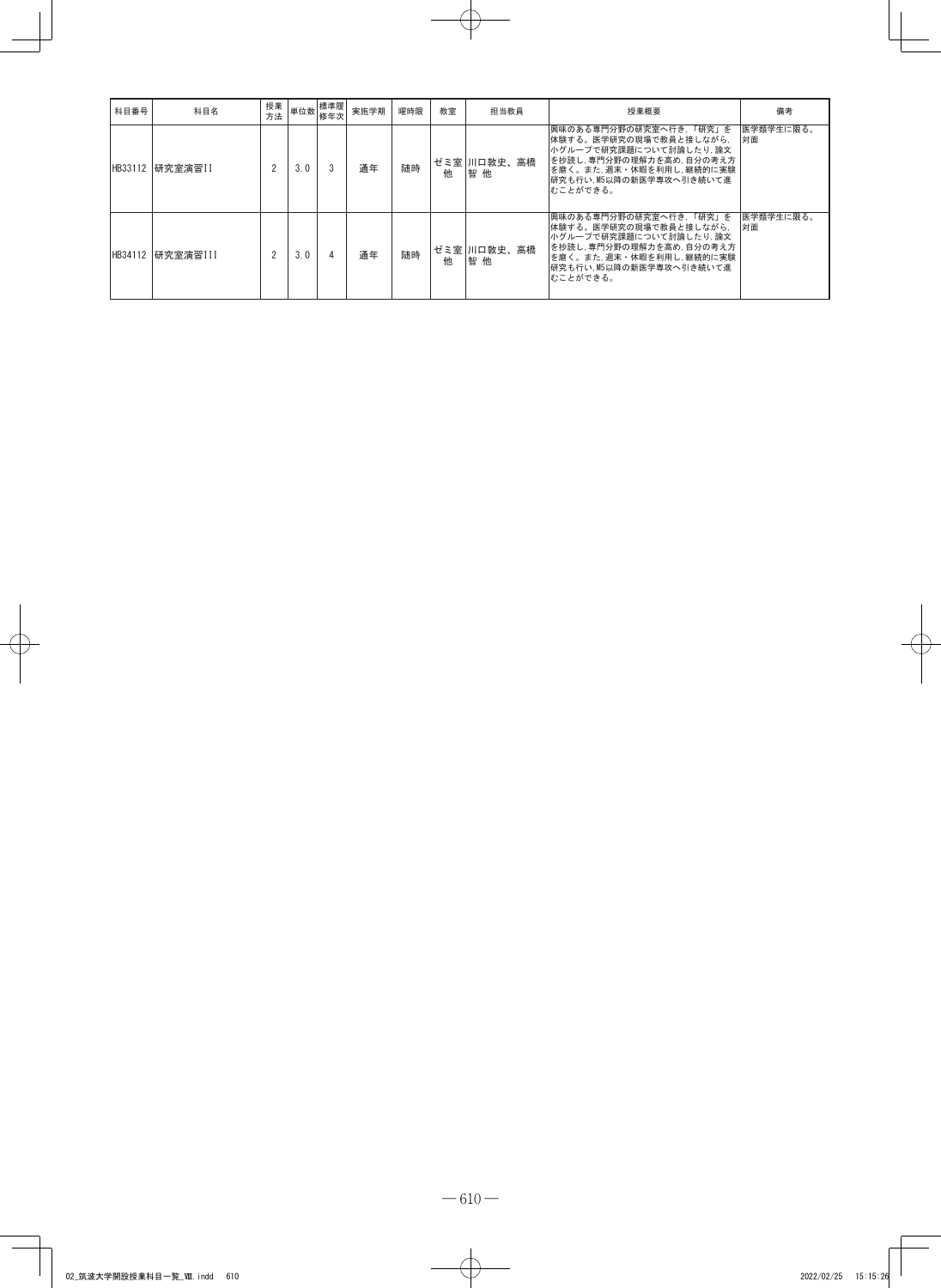| 科目番号 | 科目名 | 授業方法 | 単位数 | 標準履修年次 | 実施学期 | 曜時限 | 教室 | 担当教員 | 授業概要 | 備考 |
|---|---|---|---|---|---|---|---|---|---|---|
| HB33112 | 研究室演習II | 2 | 3.0 | 3 | 通年 | 随時 | ゼミ室他 | 川口敦史、高橋智 他 | 興味のある専門分野の研究室へ行き,「研究」を体験する。医学研究の現場で教員と接しながら,小グループで研究課題について討論したり,論文を抄読し,専門分野の理解力を高め,自分の考え方を磨く。また,週末・休暇を利用し,継続的に実験研究も行い,M5以降の新医学専攻へ引き続いて進むことができる。 | 医学類学生に限る。対面 |
| HB34112 | 研究室演習III | 2 | 3.0 | 4 | 通年 | 随時 | ゼミ室他 | 川口敦史、高橋智 他 | 興味のある専門分野の研究室へ行き,「研究」を体験する。医学研究の現場で教員と接しながら,小グループで研究課題について討論したり,論文を抄読し,専門分野の理解力を高め,自分の考え方を磨く。また,週末・休暇を利用し,継続的に実験研究も行い,M5以降の新医学専攻へ引き続いて進むことができる。 | 医学類学生に限る。対面 |